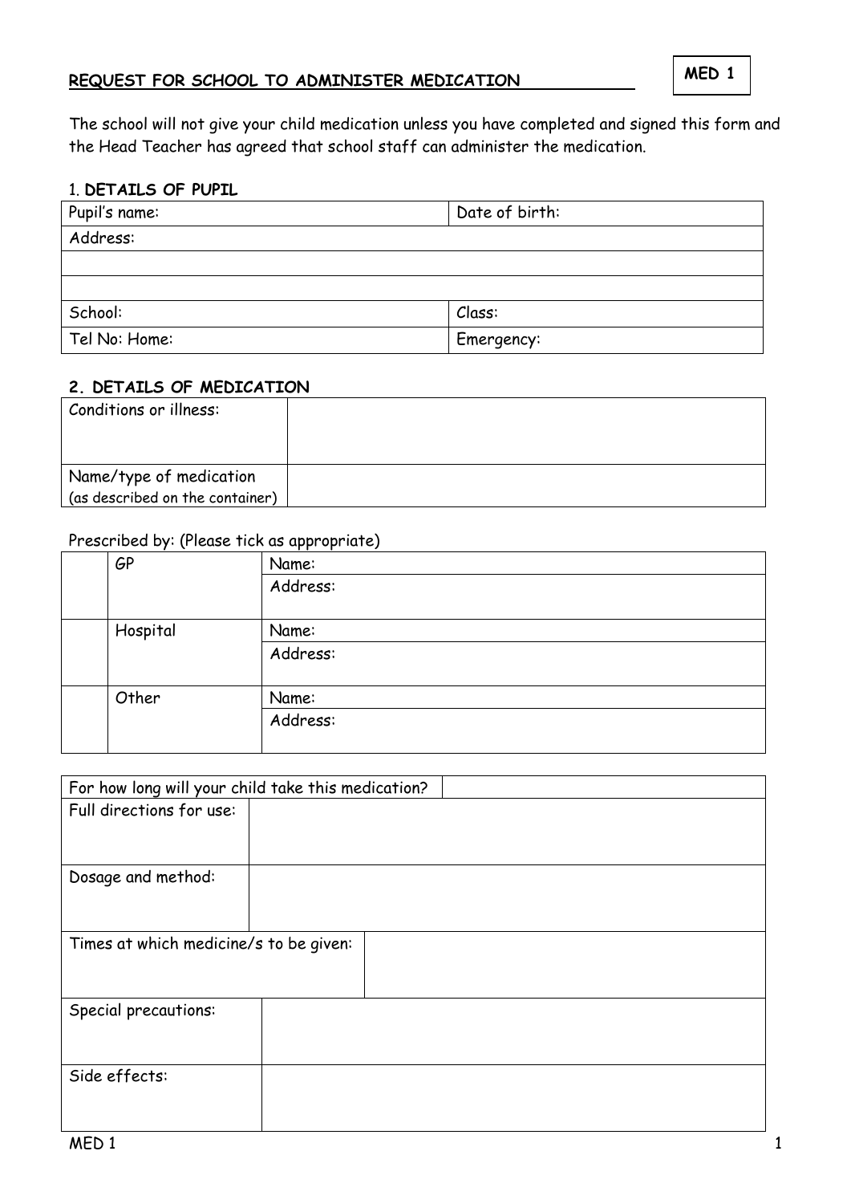## REQUEST FOR SCHOOL TO ADMINISTER MEDICATION

**MED 1**

The school will not give your child medication unless you have completed and signed this form and the Head Teacher has agreed that school staff can administer the medication.

### 1. DETAILS OF PUPIL

| Pupil's name: | Date of birth: |
|---|---|
| Address: | |
| | |
| | |
| School: | Class: |
| Tel No: Home: | Emergency: |

### 2. DETAILS OF MEDICATION

| Conditions or illness: | |
|---|---|
| Name/type of medication (as described on the container) | |

Prescribed by: (Please tick as appropriate)

| | | |
|---|---|---|
| | GP | Name: |
| | | Address: |
| | Hospital | Name: |
| | | Address: |
| | Other | Name: |
| | | Address: |

| For how long will your child take this medication? | |
|---|---|
| Full directions for use: | |
| Dosage and method: | |
| Times at which medicine/s to be given: | |
| Special precautions: | |
| Side effects: | |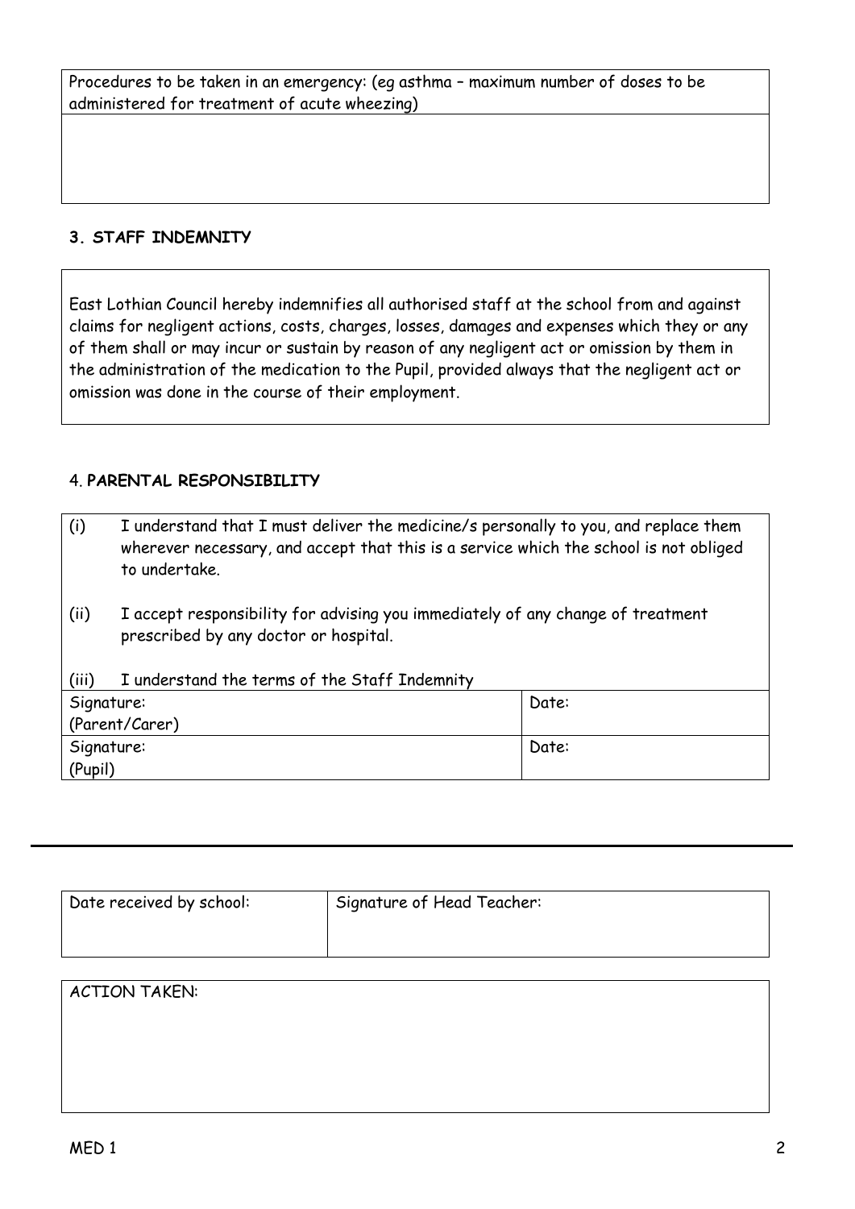| Procedures to be taken in an emergency: (eg asthma – maximum number of doses to be administered for treatment of acute wheezing) |
|---|
| |

### 3. STAFF INDEMNITY

East Lothian Council hereby indemnifies all authorised staff at the school from and against claims for negligent actions, costs, charges, losses, damages and expenses which they or any of them shall or may incur or sustain by reason of any negligent act or omission by them in the administration of the medication to the Pupil, provided always that the negligent act or omission was done in the course of their employment.

### 4. PARENTAL RESPONSIBILITY

(i) I understand that I must deliver the medicine/s personally to you, and replace them wherever necessary, and accept that this is a service which the school is not obliged to undertake.

(ii) I accept responsibility for advising you immediately of any change of treatment prescribed by any doctor or hospital.

(iii) I understand the terms of the Staff Indemnity

| | |
|---|---|
| Signature: (Parent/Carer) | Date: |
| Signature: (Pupil) | Date: |

---

| | |
|---|---|
| Date received by school: | Signature of Head Teacher: |

| ACTION TAKEN: |
|---|
| |

MED 1